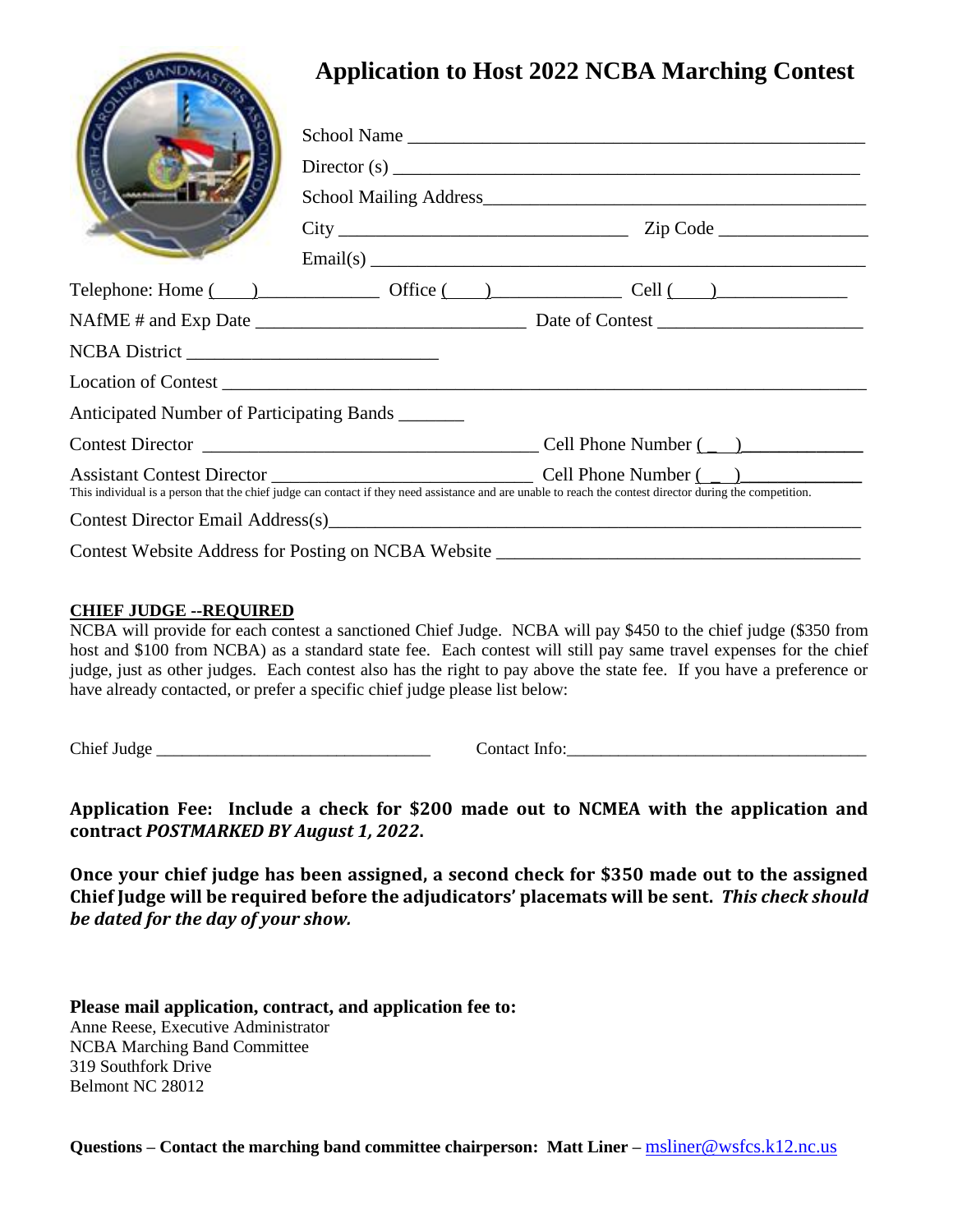# Application to Host 2022 NCBA Marching Contest

School Name ______________________________________________

Director (s) ______________________________________________

School Mailing Address______________________________________

City _____________________________ Zip Code _______________

Email(s) _________________________________________________

Telephone: Home (____)_____________ Office (____)_____________ Cell (____)_____________

NAfME # and Exp Date ____________________________ Date of Contest _____________________

NCBA District ___________________________

Location of Contest _________________________________________________________________

Anticipated Number of Participating Bands _______

Contest Director ____________________________________ Cell Phone Number ( _ )____________

Assistant Contest Director ___________________________ Cell Phone Number ( _ )____________

This individual is a person that the chief judge can contact if they need assistance and are unable to reach the contest director during the competition.

Contest Director Email Address(s)_____________________________________________________

Contest Website Address for Posting on NCBA Website _____________________________________

**CHIEF JUDGE --REQUIRED**

NCBA will provide for each contest a sanctioned Chief Judge. NCBA will pay $450 to the chief judge ($350 from host and $100 from NCBA) as a standard state fee. Each contest will still pay same travel expenses for the chief judge, just as other judges. Each contest also has the right to pay above the state fee. If you have a preference or have already contacted, or prefer a specific chief judge please list below:

Chief Judge _______________________________ Contact Info:__________________________________

**Application Fee: Include a check for $200 made out to NCMEA with the application and contract *POSTMARKED BY August 1, 2022*.**

**Once your chief judge has been assigned, a second check for $350 made out to the assigned Chief Judge will be required before the adjudicators' placemats will be sent. *This check should be dated for the day of your show.***

**Please mail application, contract, and application fee to:**

Anne Reese, Executive Administrator
NCBA Marching Band Committee
319 Southfork Drive
Belmont NC 28012

**Questions – Contact the marching band committee chairperson: Matt Liner –** msliner@wsfcs.k12.nc.us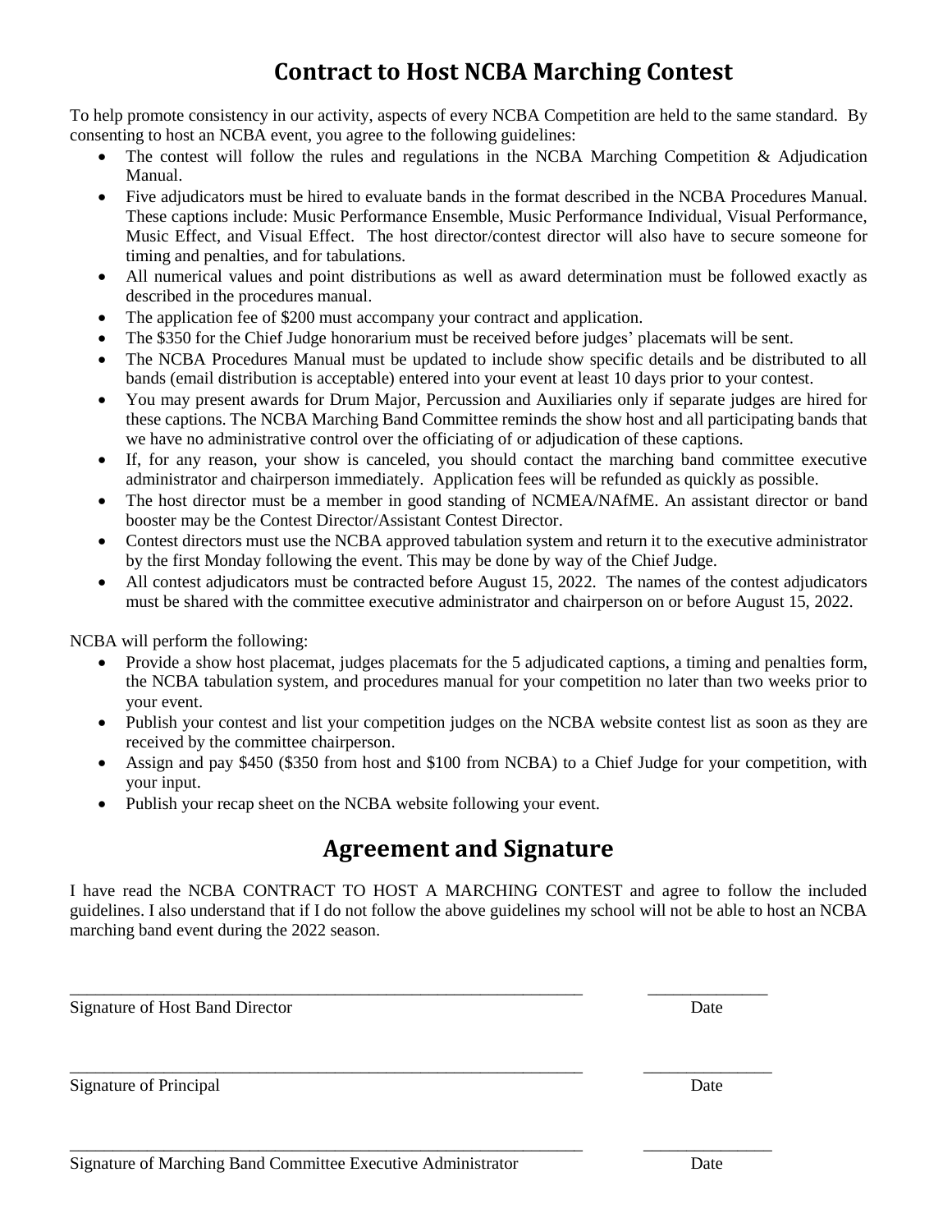# Contract to Host NCBA Marching Contest

To help promote consistency in our activity, aspects of every NCBA Competition are held to the same standard. By consenting to host an NCBA event, you agree to the following guidelines:

- The contest will follow the rules and regulations in the NCBA Marching Competition & Adjudication Manual.
- Five adjudicators must be hired to evaluate bands in the format described in the NCBA Procedures Manual. These captions include: Music Performance Ensemble, Music Performance Individual, Visual Performance, Music Effect, and Visual Effect. The host director/contest director will also have to secure someone for timing and penalties, and for tabulations.
- All numerical values and point distributions as well as award determination must be followed exactly as described in the procedures manual.
- The application fee of $200 must accompany your contract and application.
- The $350 for the Chief Judge honorarium must be received before judges' placemats will be sent.
- The NCBA Procedures Manual must be updated to include show specific details and be distributed to all bands (email distribution is acceptable) entered into your event at least 10 days prior to your contest.
- You may present awards for Drum Major, Percussion and Auxiliaries only if separate judges are hired for these captions. The NCBA Marching Band Committee reminds the show host and all participating bands that we have no administrative control over the officiating of or adjudication of these captions.
- If, for any reason, your show is canceled, you should contact the marching band committee executive administrator and chairperson immediately. Application fees will be refunded as quickly as possible.
- The host director must be a member in good standing of NCMEA/NAfME. An assistant director or band booster may be the Contest Director/Assistant Contest Director.
- Contest directors must use the NCBA approved tabulation system and return it to the executive administrator by the first Monday following the event. This may be done by way of the Chief Judge.
- All contest adjudicators must be contracted before August 15, 2022. The names of the contest adjudicators must be shared with the committee executive administrator and chairperson on or before August 15, 2022.

NCBA will perform the following:

- Provide a show host placemat, judges placemats for the 5 adjudicated captions, a timing and penalties form, the NCBA tabulation system, and procedures manual for your competition no later than two weeks prior to your event.
- Publish your contest and list your competition judges on the NCBA website contest list as soon as they are received by the committee chairperson.
- Assign and pay $450 ($350 from host and $100 from NCBA) to a Chief Judge for your competition, with your input.
- Publish your recap sheet on the NCBA website following your event.

# Agreement and Signature

I have read the NCBA CONTRACT TO HOST A MARCHING CONTEST and agree to follow the included guidelines. I also understand that if I do not follow the above guidelines my school will not be able to host an NCBA marching band event during the 2022 season.

_______________________________________________________________ ______________

Signature of Host Band Director Date

_______________________________________________________________ ______________

Signature of Principal Date

_______________________________________________________________ ______________

Signature of Marching Band Committee Executive Administrator Date